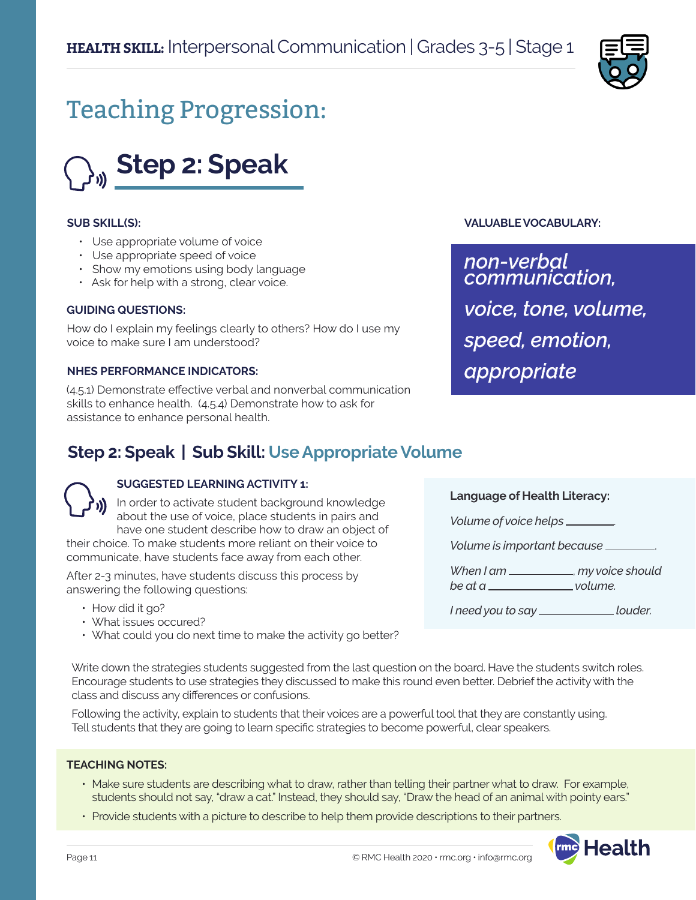# Teaching Progression:

## Step 2: Speak

**SUB SKILL(S):**

- Use appropriate volume of voice
- Use appropriate speed of voice
- Show my emotions using body language
- Ask for help with a strong, clear voice.

**GUIDING QUESTIONS:**

How do I explain my feelings clearly to others? How do I use my voice to make sure I am understood?

**NHES PERFORMANCE INDICATORS:**

(4.5.1) Demonstrate effective verbal and nonverbal communication skills to enhance health. (4.5.4) Demonstrate how to ask for assistance to enhance personal health.

**VALUABLE VOCABULARY:**

*non-verbal communication, voice, tone, volume, speed, emotion, appropriate*

## Step 2: Speak | Sub Skill: Use Appropriate Volume

**SUGGESTED LEARNING ACTIVITY 1:**

In order to activate student background knowledge about the use of voice, place students in pairs and have one student describe how to draw an object of their choice. To make students more reliant on their voice to communicate, have students face away from each other.

After 2-3 minutes, have students discuss this process by answering the following questions:

- How did it go?
- What issues occured?
- What could you do next time to make the activity go better?

**Language of Health Literacy:**

*Volume of voice helps \_\_\_\_\_\_\_\_.*

*Volume is important because \_\_\_\_\_\_\_\_.*

*When I am \_\_\_\_\_\_\_\_, my voice should be at a \_\_\_\_\_\_\_\_ volume.*

*I need you to say \_\_\_\_\_\_\_\_ louder.*

Write down the strategies students suggested from the last question on the board. Have the students switch roles. Encourage students to use strategies they discussed to make this round even better. Debrief the activity with the class and discuss any differences or confusions.

Following the activity, explain to students that their voices are a powerful tool that they are constantly using. Tell students that they are going to learn specific strategies to become powerful, clear speakers.

**TEACHING NOTES:**

- Make sure students are describing what to draw, rather than telling their partner what to draw. For example, students should not say, "draw a cat." Instead, they should say, "Draw the head of an animal with pointy ears."
- Provide students with a picture to describe to help them provide descriptions to their partners.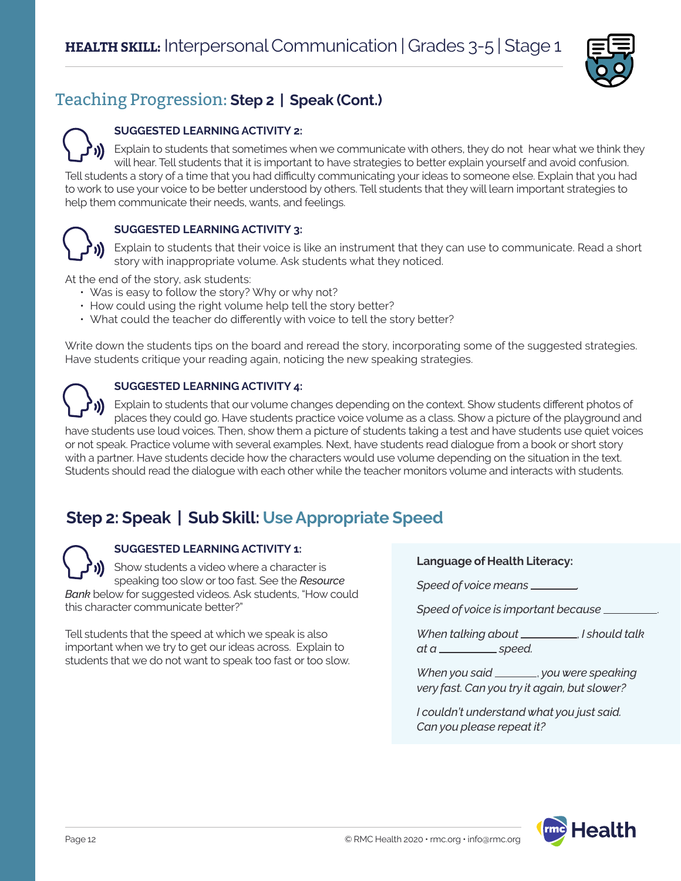## Teaching Progression: Step 2 | Speak (Cont.)

**SUGGESTED LEARNING ACTIVITY 2:**

Explain to students that sometimes when we communicate with others, they do not hear what we think they will hear. Tell students that it is important to have strategies to better explain yourself and avoid confusion. Tell students a story of a time that you had difficulty communicating your ideas to someone else. Explain that you had to work to use your voice to be better understood by others. Tell students that they will learn important strategies to help them communicate their needs, wants, and feelings.

**SUGGESTED LEARNING ACTIVITY 3:**

Explain to students that their voice is like an instrument that they can use to communicate. Read a short story with inappropriate volume. Ask students what they noticed.

At the end of the story, ask students:

- Was is easy to follow the story? Why or why not?
- How could using the right volume help tell the story better?
- What could the teacher do differently with voice to tell the story better?

Write down the students tips on the board and reread the story, incorporating some of the suggested strategies. Have students critique your reading again, noticing the new speaking strategies.

**SUGGESTED LEARNING ACTIVITY 4:**

Explain to students that our volume changes depending on the context. Show students different photos of places they could go. Have students practice voice volume as a class. Show a picture of the playground and have students use loud voices. Then, show them a picture of students taking a test and have students use quiet voices or not speak. Practice volume with several examples. Next, have students read dialogue from a book or short story with a partner. Have students decide how the characters would use volume depending on the situation in the text. Students should read the dialogue with each other while the teacher monitors volume and interacts with students.

## Step 2: Speak | Sub Skill: Use Appropriate Speed

**SUGGESTED LEARNING ACTIVITY 1:**

Show students a video where a character is speaking too slow or too fast. See the *Resource Bank* below for suggested videos. Ask students, "How could this character communicate better?"

Tell students that the speed at which we speak is also important when we try to get our ideas across. Explain to students that we do not want to speak too fast or too slow.

**Language of Health Literacy:**

*Speed of voice means ________.*

*Speed of voice is important because ________.*

*When talking about ________, I should talk at a ________ speed.*

*When you said ________, you were speaking very fast. Can you try it again, but slower?*

*I couldn't understand what you just said. Can you please repeat it?*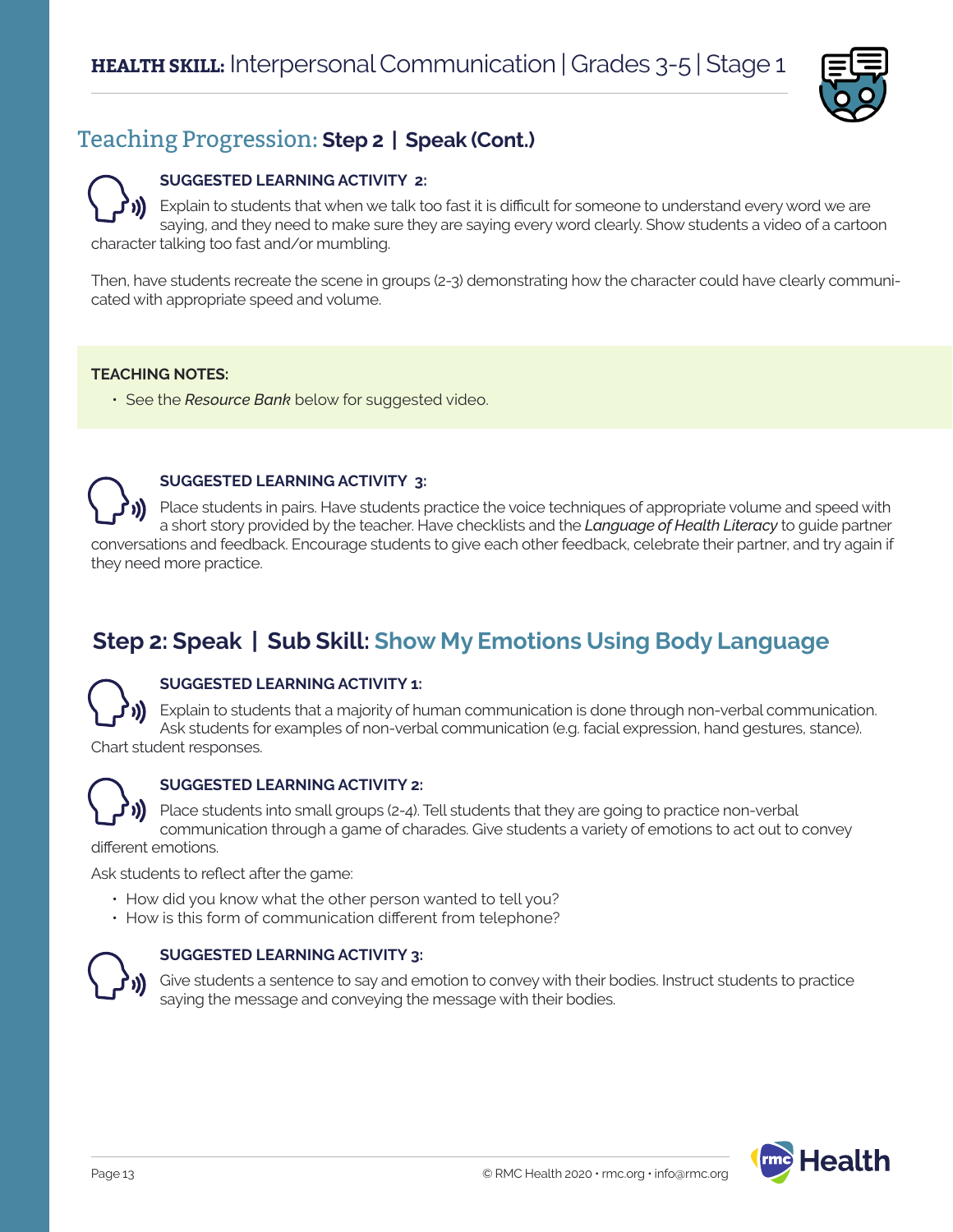## Teaching Progression: **Step 2 | Speak (Cont.)**

**SUGGESTED LEARNING ACTIVITY 2:**

Explain to students that when we talk too fast it is difficult for someone to understand every word we are saying, and they need to make sure they are saying every word clearly. Show students a video of a cartoon character talking too fast and/or mumbling.

Then, have students recreate the scene in groups (2-3) demonstrating how the character could have clearly communicated with appropriate speed and volume.

**TEACHING NOTES:**

- See the *Resource Bank* below for suggested video.

**SUGGESTED LEARNING ACTIVITY 3:**

Place students in pairs. Have students practice the voice techniques of appropriate volume and speed with a short story provided by the teacher. Have checklists and the ***Language of Health Literacy*** to guide partner conversations and feedback. Encourage students to give each other feedback, celebrate their partner, and try again if they need more practice.

## Step 2: Speak | Sub Skill: Show My Emotions Using Body Language

**SUGGESTED LEARNING ACTIVITY 1:**

Explain to students that a majority of human communication is done through non-verbal communication. Ask students for examples of non-verbal communication (e.g. facial expression, hand gestures, stance). Chart student responses.

**SUGGESTED LEARNING ACTIVITY 2:**

Place students into small groups (2-4). Tell students that they are going to practice non-verbal communication through a game of charades. Give students a variety of emotions to act out to convey different emotions.

Ask students to reflect after the game:

- How did you know what the other person wanted to tell you?
- How is this form of communication different from telephone?

**SUGGESTED LEARNING ACTIVITY 3:**

Give students a sentence to say and emotion to convey with their bodies. Instruct students to practice saying the message and conveying the message with their bodies.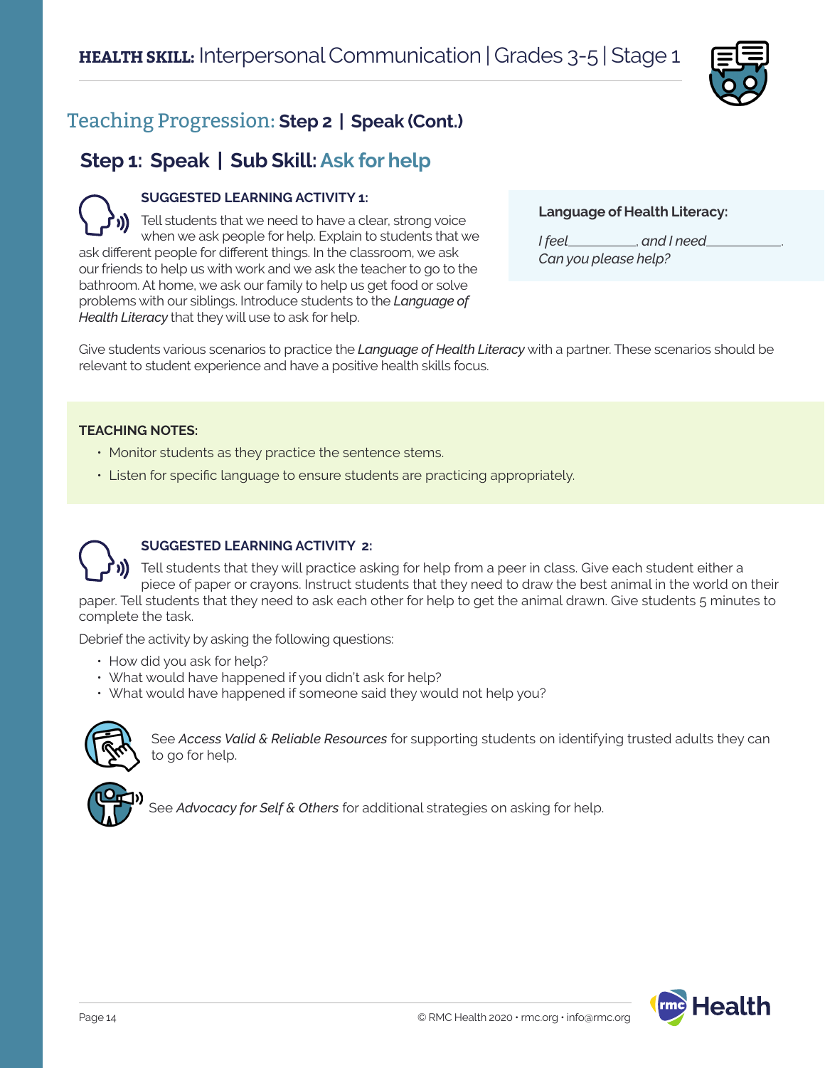## Teaching Progression: **Step 2 | Speak (Cont.)**

### Step 1: Speak | Sub Skill: Ask for help

**SUGGESTED LEARNING ACTIVITY 1:**

Tell students that we need to have a clear, strong voice when we ask people for help. Explain to students that we ask different people for different things. In the classroom, we ask our friends to help us with work and we ask the teacher to go to the bathroom. At home, we ask our family to help us get food or solve problems with our siblings. Introduce students to the *Language of Health Literacy* that they will use to ask for help.

**Language of Health Literacy:**

*I feel__________, and I need___________. Can you please help?*

Give students various scenarios to practice the *Language of Health Literacy* with a partner. These scenarios should be relevant to student experience and have a positive health skills focus.

**TEACHING NOTES:**

- Monitor students as they practice the sentence stems.
- Listen for specific language to ensure students are practicing appropriately.

**SUGGESTED LEARNING ACTIVITY 2:**

Tell students that they will practice asking for help from a peer in class. Give each student either a piece of paper or crayons. Instruct students that they need to draw the best animal in the world on their paper. Tell students that they need to ask each other for help to get the animal drawn. Give students 5 minutes to complete the task.

Debrief the activity by asking the following questions:

- How did you ask for help?
- What would have happened if you didn't ask for help?
- What would have happened if someone said they would not help you?

See *Access Valid & Reliable Resources* for supporting students on identifying trusted adults they can to go for help.

See *Advocacy for Self & Others* for additional strategies on asking for help.